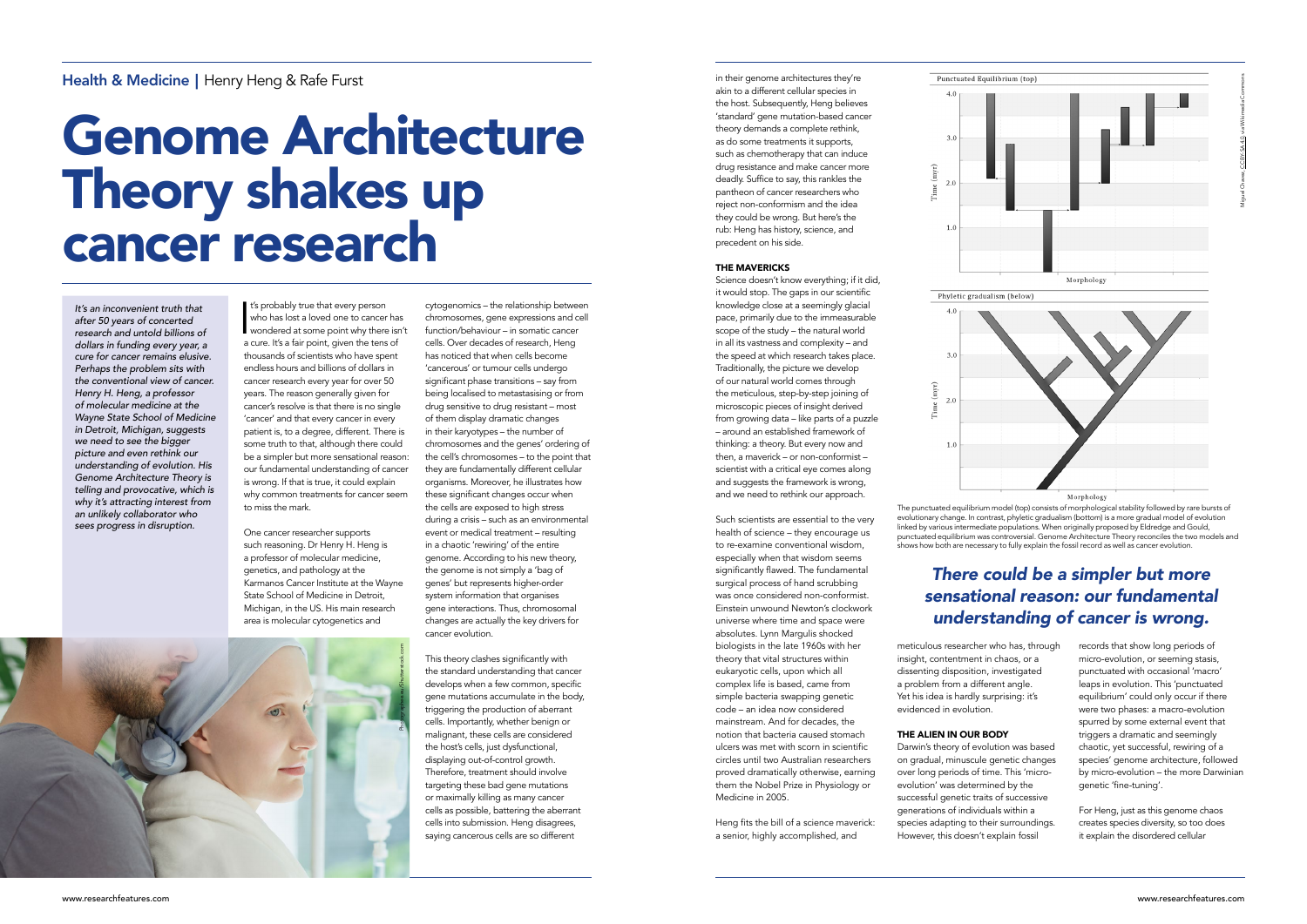Health & Medicine | Henry Heng & Rafe Furst

# Genome Architecture Theory shakes up cancer research

*It's an inconvenient truth that after 50 years of concerted research and untold billions of dollars in funding every year, a cure for cancer remains elusive. Perhaps the problem sits with the conventional view of cancer. Henry H. Heng, a professor of molecular medicine at the Wayne State School of Medicine in Detroit, Michigan, suggests we need to see the bigger picture and even rethink our understanding of evolution. His Genome Architecture Theory is telling and provocative, which is why it's attracting interest from an unlikely collaborator who sees progress in disruption.*

It's probably true that every person who has lost a loved one to cancer has wondered at some point why there isn't a cure. It's a fair point, given the tens of thousands of scientists who have spent endless hours and billions of dollars in cancer research every year for over 50 years. The reason generally given for cancer's resolve is that there is no single 'cancer' and that every cancer in every patient is, to a degree, different. There is some truth to that, although there could be a simpler but more sensational reason: our fundamental understanding of cancer is wrong. If that is true, it could explain why common treatments for cancer seem to miss the mark.

One cancer researcher supports such reasoning. Dr Henry H. Heng is a professor of molecular medicine, genetics, and pathology at the Karmanos Cancer Institute at the Wayne State School of Medicine in Detroit, Michigan, in the US. His main research area is molecular cytogenetics and cytogenomics – the relationship between chromosomes, gene expressions and cell function/behaviour – in somatic cancer cells. Over decades of research, Heng has noticed that when cells become 'cancerous' or tumour cells undergo significant phase transitions – say from being localised to metastasising or from drug sensitive to drug resistant – most of them display dramatic changes in their karyotypes – the number of chromosomes and the genes' ordering of the cell's chromosomes – to the point that they are fundamentally different cellular organisms. Moreover, he illustrates how these significant changes occur when the cells are exposed to high stress during a crisis – such as an environmental event or medical treatment – resulting in a chaotic 'rewiring' of the entire genome. According to his new theory, the genome is not simply a 'bag of genes' but represents higher-order system information that organises gene interactions. Thus, chromosomal changes are actually the key drivers for cancer evolution.

This theory clashes significantly with the standard understanding that cancer develops when a few common, specific gene mutations accumulate in the body, triggering the production of aberrant cells. Importantly, whether benign or malignant, these cells are considered the host's cells, just dysfunctional, displaying out-of-control growth. Therefore, treatment should involve targeting these bad gene mutations or maximally killing as many cancer cells as possible, battering the aberrant cells into submission. Heng disagrees, saying cancerous cells are so different in their genome architectures they're akin to a different cellular species in the host. Subsequently, Heng believes 'standard' gene mutation-based cancer theory demands a complete rethink, as do some treatments it supports, such as chemotherapy that can induce drug resistance and make cancer more deadly. Suffice to say, this rankles the pantheon of cancer researchers who reject non-conformism and the idea they could be wrong. But here's the rub: Heng has history, science, and precedent on his side.

### THE MAVERICKS

Science doesn't know everything; if it did, it would stop. The gaps in our scientific knowledge close at a seemingly glacial pace, primarily due to the immeasurable scope of the study – the natural world in all its vastness and complexity – and the speed at which research takes place. Traditionally, the picture we develop of our natural world comes through the meticulous, step-by-step joining of microscopic pieces of insight derived from growing data – like parts of a puzzle – around an established framework of thinking: a theory. But every now and then, a maverick – or non-conformist – scientist with a critical eye comes along and suggests the framework is wrong, and we need to rethink our approach.

Such scientists are essential to the very health of science – they encourage us to re-examine conventional wisdom, especially when that wisdom seems significantly flawed. The fundamental surgical process of hand scrubbing was once considered non-conformist. Einstein unwound Newton's clockwork universe where time and space were absolutes. Lynn Margulis shocked biologists in the late 1960s with her theory that vital structures within eukaryotic cells, upon which all complex life is based, came from simple bacteria swapping genetic code – an idea now considered mainstream. And for decades, the notion that bacteria caused stomach ulcers was met with scorn in scientific circles until two Australian researchers proved dramatically otherwise, earning them the Nobel Prize in Physiology or Medicine in 2005.

Heng fits the bill of a science maverick: a senior, highly accomplished, and meticulous researcher who has, through insight, contentment in chaos, or a dissenting disposition, investigated a problem from a different angle. Yet his idea is hardly surprising: it's evidenced in evolution.

The punctuated equilibrium model (top) consists of morphological stability followed by rare bursts of evolutionary change. In contrast, phyletic gradualism (bottom) is a more gradual model of evolution linked by various intermediate populations. When originally proposed by Eldredge and Gould, punctuated equilibrium was controversial. Genome Architecture Theory reconciles the two models and shows how both are necessary to fully explain the fossil record as well as cancer evolution.

> *There could be a simpler but more sensational reason: our fundamental understanding of cancer is wrong.*

### THE ALIEN IN OUR BODY

Darwin's theory of evolution was based on gradual, minuscule genetic changes over long periods of time. This 'micro-evolution' was determined by the successful genetic traits of successive generations of individuals within a species adapting to their surroundings. However, this doesn't explain fossil records that show long periods of micro-evolution, or seeming stasis, punctuated with occasional 'macro' leaps in evolution. This 'punctuated equilibrium' could only occur if there were two phases: a macro-evolution spurred by some external event that triggers a dramatic and seemingly chaotic, yet successful, rewiring of a species' genome architecture, followed by micro-evolution – the more Darwinian genetic 'fine-tuning'.

For Heng, just as this genome chaos creates species diversity, so too does it explain the disordered cellular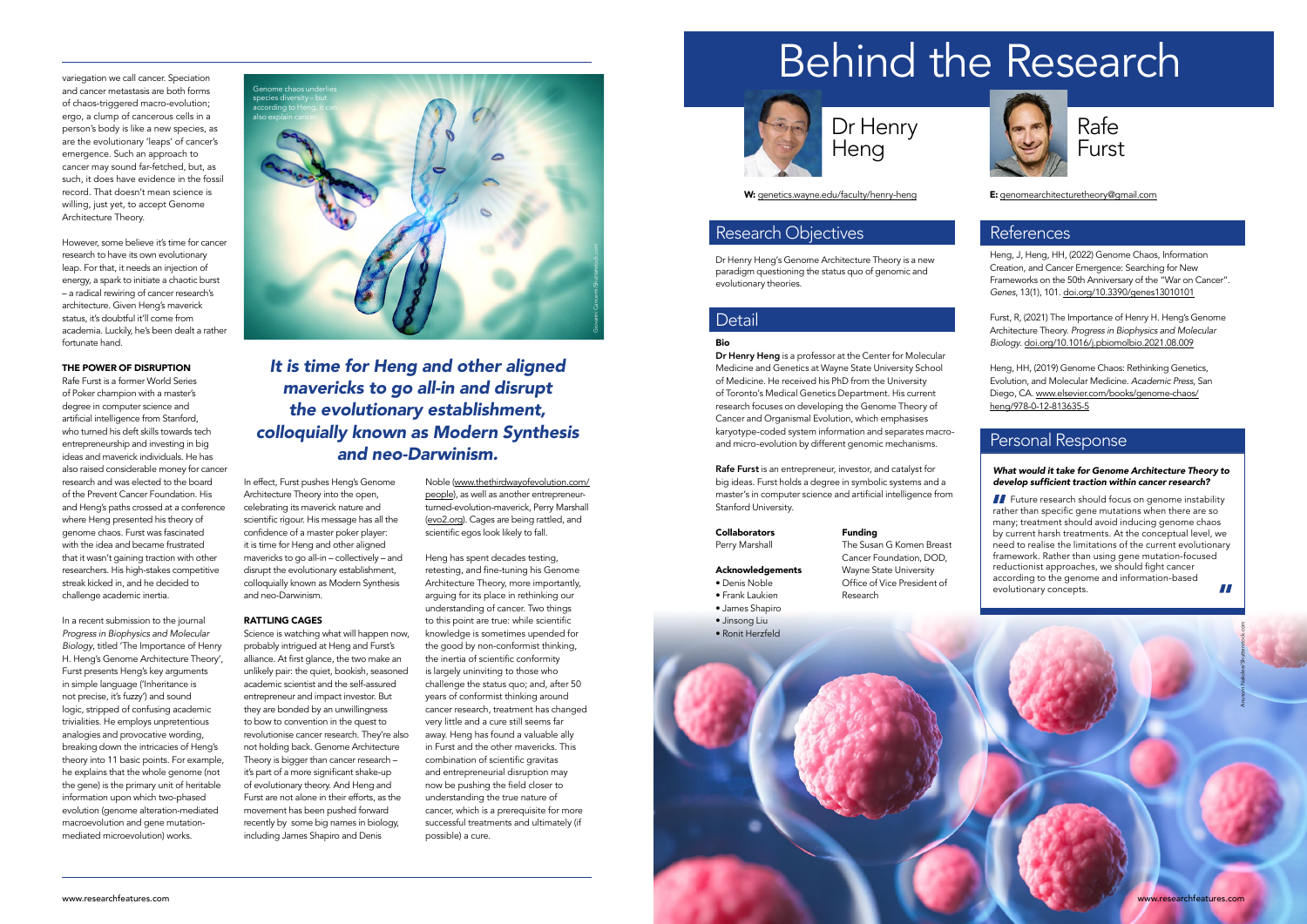variegation we call cancer. Speciation and cancer metastasis are both forms of chaos-triggered macro-evolution; ergo, a clump of cancerous cells in a person's body is like a new species, as are the evolutionary 'leaps' of cancer's emergence. Such an approach to cancer may sound far-fetched, but, as such, it does have evidence in the fossil record. That doesn't mean science is willing, just yet, to accept Genome Architecture Theory.

However, some believe it's time for cancer research to have its own evolutionary leap. For that, it needs an injection of energy, a spark to initiate a chaotic burst – a radical rewiring of cancer research's architecture. Given Heng's maverick status, it's doubtful it'll come from academia. Luckily, he's been dealt a rather fortunate hand.

Genome chaos underlies species diversity – but according to Heng, it can also explain cancer.

### THE POWER OF DISRUPTION

Rafe Furst is a former World Series of Poker champion with a master's degree in computer science and artificial intelligence from Stanford, who turned his deft skills towards tech entrepreneurship and investing in big ideas and maverick individuals. He has also raised considerable money for cancer research and was elected to the board of the Prevent Cancer Foundation. His and Heng's paths crossed at a conference where Heng presented his theory of genome chaos. Furst was fascinated with the idea and became frustrated that it wasn't gaining traction with other researchers. His high-stakes competitive streak kicked in, and he decided to challenge academic inertia.

In a recent submission to the journal *Progress in Biophysics and Molecular Biology*, titled 'The Importance of Henry H. Heng's Genome Architecture Theory', Furst presents Heng's key arguments in simple language ('Inheritance is not precise, it's fuzzy') and sound logic, stripped of confusing academic trivialities. He employs unpretentious analogies and provocative wording, breaking down the intricacies of Heng's theory into 11 basic points. For example, he explains that the whole genome (not the gene) is the primary unit of heritable information upon which two-phased evolution (genome alteration-mediated macroevolution and gene mutation-mediated microevolution) works.

*It is time for Heng and other aligned mavericks to go all-in and disrupt the evolutionary establishment, colloquially known as Modern Synthesis and neo-Darwinism.*

In effect, Furst pushes Heng's Genome Architecture Theory into the open, celebrating its maverick nature and scientific rigour. His message has all the confidence of a master poker player: it is time for Heng and other aligned mavericks to go all-in – collectively – and disrupt the evolutionary establishment, colloquially known as Modern Synthesis and neo-Darwinism.

### RATTLING CAGES

Science is watching what will happen now, probably intrigued at Heng and Furst's alliance. At first glance, the two make an unlikely pair: the quiet, bookish, seasoned academic scientist and the self-assured entrepreneur and impact investor. But they are bonded by an unwillingness to bow to convention in the quest to revolutionise cancer research. They're also not holding back. Genome Architecture Theory is bigger than cancer research – it's part of a more significant shake-up of evolutionary theory. And Heng and Furst are not alone in their efforts, as the movement has been pushed forward recently by some big names in biology, including James Shapiro and Denis Noble (www.thethirdwayofevolution.com/people), as well as another entrepreneur-turned-evolution-maverick, Perry Marshall (evo2.org). Cages are being rattled, and scientific egos look likely to fall.

Heng has spent decades testing, retesting, and fine-tuning his Genome Architecture Theory, more importantly, arguing for its place in rethinking our understanding of cancer. Two things to this point are true: while scientific knowledge is sometimes upended for the good by non-conformist thinking, the inertia of scientific conformity is largely uninviting to those who challenge the status quo; and, after 50 years of conformist thinking around cancer research, treatment has changed very little and a cure still seems far away. Heng has found a valuable ally in Furst and the other mavericks. This combination of scientific gravitas and entrepreneurial disruption may now be pushing the field closer to understanding the true nature of cancer, which is a prerequisite for more successful treatments and ultimately (if possible) a cure.

# Behind the Research

## Dr Henry Heng

**W:** genetics.wayne.edu/faculty/henry-heng

## Rafe Furst

**E:** genomearchitecturetheory@gmail.com

## Research Objectives

Dr Henry Heng's Genome Architecture Theory is a new paradigm questioning the status quo of genomic and evolutionary theories.

## Detail

**Bio**

**Dr Henry Heng** is a professor at the Center for Molecular Medicine and Genetics at Wayne State University School of Medicine. He received his PhD from the University of Toronto's Medical Genetics Department. His current research focuses on developing the Genome Theory of Cancer and Organismal Evolution, which emphasises karyotype-coded system information and separates macro- and micro-evolution by different genomic mechanisms.

**Rafe Furst** is an entrepreneur, investor, and catalyst for big ideas. Furst holds a degree in symbolic systems and a master's in computer science and artificial intelligence from Stanford University.

**Collaborators**

Perry Marshall

**Acknowledgements**

- Denis Noble
- Frank Laukien
- James Shapiro
- Jinsong Liu
- Ronit Herzfeld

**Funding**

The Susan G Komen Breast Cancer Foundation, DOD, Wayne State University Office of Vice President of Research

## References

Heng, J, Heng, HH, (2022) Genome Chaos, Information Creation, and Cancer Emergence: Searching for New Frameworks on the 50th Anniversary of the "War on Cancer". *Genes*, 13(1), 101. doi.org/10.3390/genes13010101

Furst, R, (2021) The Importance of Henry H. Heng's Genome Architecture Theory. *Progress in Biophysics and Molecular Biology*. doi.org/10.1016/j.pbiomolbio.2021.08.009

Heng, HH, (2019) Genome Chaos: Rethinking Genetics, Evolution, and Molecular Medicine. *Academic Press*, San Diego, CA. www.elsevier.com/books/genome-chaos/heng/978-0-12-813635-5

## Personal Response

***What would it take for Genome Architecture Theory to develop sufficient traction within cancer research?***

Future research should focus on genome instability rather than specific gene mutations when there are so many; treatment should avoid inducing genome chaos by current harsh treatments. At the conceptual level, we need to realise the limitations of the current evolutionary framework. Rather than using gene mutation-focused reductionist approaches, we should fight cancer according to the genome and information-based evolutionary concepts.